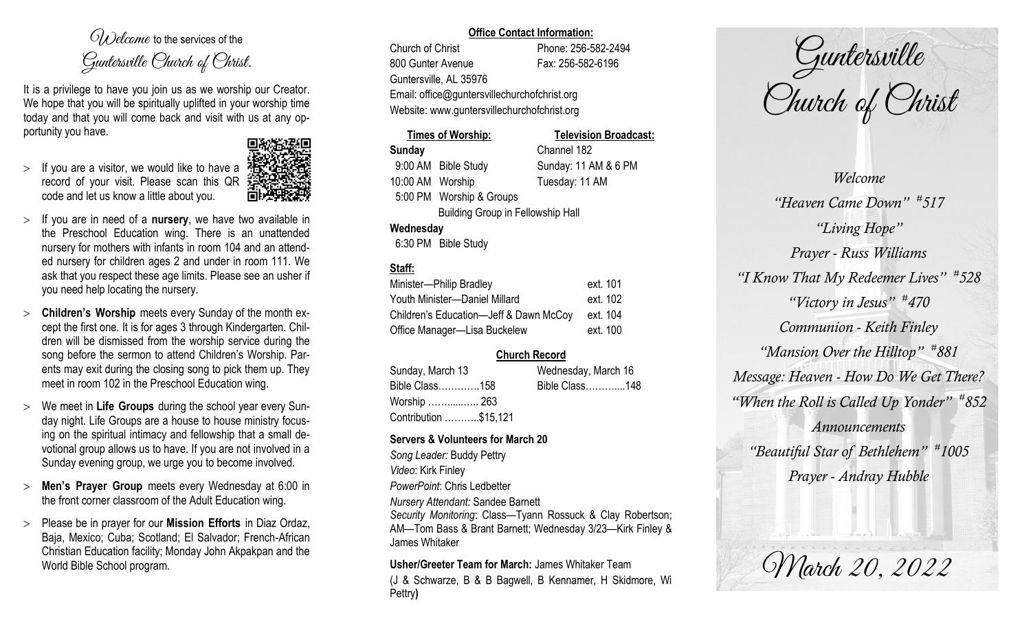*Welcome* to the services of the *Guntersville Church of Christ.*

It is a privilege to have you join us as we worship our Creator. We hope that you will be spiritually uplifted in your worship time today and that you will come back and visit with us at any opportunity you have.

- If you are a visitor, we would like to have a record of your visit. Please scan this QR code and let us know a little about you.
- If you are in need of a **nursery**, we have two available in the Preschool Education wing. There is an unattended nursery for mothers with infants in room 104 and an attended nursery for children ages 2 and under in room 111. We ask that you respect these age limits. Please see an usher if you need help locating the nursery.
- **Children's Worship** meets every Sunday of the month except the first one. It is for ages 3 through Kindergarten. Children will be dismissed from the worship service during the song before the sermon to attend Children's Worship. Parents may exit during the closing song to pick them up. They meet in room 102 in the Preschool Education wing.
- We meet in **Life Groups** during the school year every Sunday night. Life Groups are a house to house ministry focusing on the spiritual intimacy and fellowship that a small devotional group allows us to have. If you are not involved in a Sunday evening group, we urge you to become involved.
- **Men's Prayer Group** meets every Wednesday at 6:00 in the front corner classroom of the Adult Education wing.
- Please be in prayer for our **Mission Efforts** in Diaz Ordaz, Baja, Mexico; Cuba; Scotland; El Salvador; French-African Christian Education facility; Monday John Akpakpan and the World Bible School program.

**Office Contact Information:**

Church of Christ
800 Gunter Avenue
Guntersville, AL 35976
Phone: 256-582-2494
Fax: 256-582-6196
Email: office@guntersvillechurchofchrist.org
Website: www.guntersvillechurchofchrist.org

**Times of Worship:**

**Sunday**
9:00 AM Bible Study
10:00 AM Worship
5:00 PM Worship & Groups
Building Group in Fellowship Hall

**Wednesday**
6:30 PM Bible Study

**Television Broadcast:**

Channel 182
Sunday: 11 AM & 6 PM
Tuesday: 11 AM

**Staff:**

| | |
|---|---|
| Minister—Philip Bradley | ext. 101 |
| Youth Minister—Daniel Millard | ext. 102 |
| Children's Education—Jeff & Dawn McCoy | ext. 104 |
| Office Manager—Lisa Buckelew | ext. 100 |

**Church Record**

| Sunday, March 13 | Wednesday, March 16 |
|---|---|
| Bible Class…………158 | Bible Class………...148 |
| Worship ………...….. 263 | |
| Contribution ………..$15,121 | |

**Servers & Volunteers for March 20**

*Song Leader:* Buddy Pettry
*Video*: Kirk Finley
*PowerPoint*: Chris Ledbetter
*Nursery Attendant:* Sandee Barnett
*Security Monitoring*: Class—Tyann Rossuck & Clay Robertson; AM—Tom Bass & Brant Barnett; Wednesday 3/23—Kirk Finley & James Whitaker

**Usher/Greeter Team for March:** James Whitaker Team
(J & Schwarze, B & B Bagwell, B Kennamer, H Skidmore, Wi Pettry)

# Guntersville Church of Christ

*Welcome*

*"Heaven Came Down" #517*

*"Living Hope"*

*Prayer - Russ Williams*

*"I Know That My Redeemer Lives" #528*

*"Victory in Jesus" #470*

*Communion - Keith Finley*

*"Mansion Over the Hilltop" #881*

*Message: Heaven - How Do We Get There?*

*"When the Roll is Called Up Yonder" #852*

*Announcements*

*"Beautiful Star of Bethlehem" #1005*

*Prayer - Andray Hubble*

*March 20, 2022*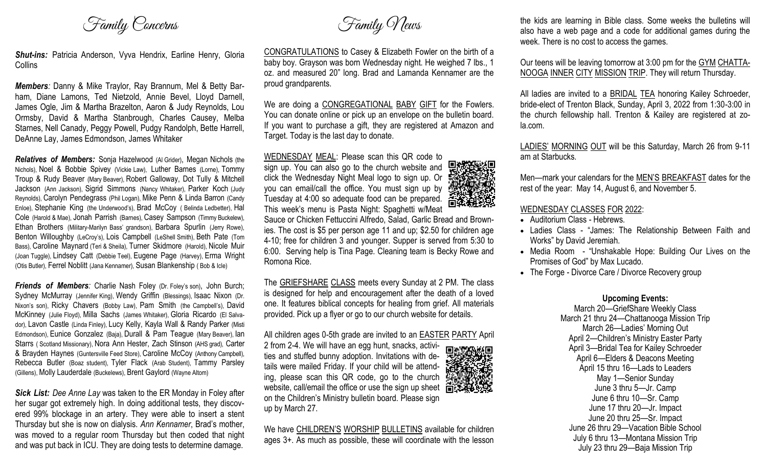# Family Concerns

***Shut-ins:*** Patricia Anderson, Vyva Hendrix, Earline Henry, Gloria Collins

***Members:*** Danny & Mike Traylor, Ray Brannum, Mel & Betty Barham, Diane Lamons, Ted Nietzold, Annie Bevel, Lloyd Darnell, James Ogle, Jim & Martha Brazelton, Aaron & Judy Reynolds, Lou Ormsby, David & Martha Stanbrough, Charles Causey, Melba Starnes, Nell Canady, Peggy Powell, Pudgy Randolph, Bette Harrell, DeAnne Lay, James Edmondson, James Whitaker

***Relatives of Members:*** Sonja Hazelwood (Al Grider), Megan Nichols (the Nichols), Noel & Bobbie Spivey (Vickie Law), Luther Barnes (Lorne), Tommy Troup & Rudy Beaver (Mary Beaver), Robert Galloway, Dot Tully & Mitchell Jackson (Ann Jackson), Sigrid Simmons (Nancy Whitaker), Parker Koch (Judy Reynolds), Carolyn Pendegrass (Phil Logan), Mike Penn & Linda Barron (Candy Enloe), Stephanie King (the Underwood's), Brad McCoy ( Belinda Ledbetter), Hal Cole (Harold & Mae), Jonah Parrish (Barnes), Casey Sampson (Timmy Buckelew), Ethan Brothers (Military-Marilyn Bass' grandson), Barbara Spurlin (Jerry Rowe), Benton Willoughby (LeCroy's), Lois Campbell (LeShell Smith), Beth Pate (Tom Bass), Caroline Maynard (Teri & Sheila), Turner Skidmore (Harold), Nicole Muir (Joan Tuggle), Lindsey Catt (Debbie Teel), Eugene Page (Harvey), Erma Wright (Otis Butler), Ferrel Noblitt (Jana Kennamer), Susan Blankenship ( Bob & Icle)

***Friends of Members:*** Charlie Nash Foley (Dr. Foley's son), John Burch; Sydney McMurray (Jennifer King), Wendy Griffin (Blessings), Isaac Nixon (Dr. Nixon's son), Ricky Chavers (Bobby Law), Pam Smith (the Campbell's), David McKinney (Julie Floyd), Milla Sachs (James Whitaker), Gloria Ricardo (El Salvador), Lavon Castle (Linda Finley), Lucy Kelly, Kayla Wall & Randy Parker (Misti Edmondson), Eunice Gonzalez (Baja), Durall & Pam Teague (Mary Beaver), Ian Starrs ( Scotland Missionary), Nora Ann Hester, Zach Stinson (AHS grad), Carter & Brayden Haynes (Guntersville Feed Store), Caroline McCoy (Anthony Campbell), Rebecca Butler (Boaz student), Tyler Flack (Arab Student), Tammy Parsley (Gillens), Molly Lauderdale (Buckelews), Brent Gaylord (Wayne Altom)

***Sick List:*** *Dee Anne Lay* was taken to the ER Monday in Foley after her sugar got extremely high. In doing additional tests, they discovered 99% blockage in an artery. They were able to insert a stent Thursday but she is now on dialysis. *Ann Kennamer*, Brad's mother, was moved to a regular room Thursday but then coded that night and was put back in ICU. They are doing tests to determine damage.

# Family News

CONGRATULATIONS to Casey & Elizabeth Fowler on the birth of a baby boy. Grayson was born Wednesday night. He weighed 7 lbs., 1 oz. and measured 20" long. Brad and Lamanda Kennamer are the proud grandparents.

We are doing a CONGREGATIONAL BABY GIFT for the Fowlers. You can donate online or pick up an envelope on the bulletin board. If you want to purchase a gift, they are registered at Amazon and Target. Today is the last day to donate.

WEDNESDAY MEAL: Please scan this QR code to sign up. You can also go to the church website and click the Wednesday Night Meal logo to sign up. Or you can email/call the office. You must sign up by Tuesday at 4:00 so adequate food can be prepared. This week's menu is Pasta Night: Spaghetti w/Meat Sauce or Chicken Fettuccini Alfredo, Salad, Garlic Bread and Brownies. The cost is $5 per person age 11 and up; $2.50 for children age 4-10; free for children 3 and younger. Supper is served from 5:30 to 6:00. Serving help is Tina Page. Cleaning team is Becky Rowe and Romona Rice.

The GRIEFSHARE CLASS meets every Sunday at 2 PM. The class is designed for help and encouragement after the death of a loved one. It features biblical concepts for healing from grief. All materials provided. Pick up a flyer or go to our church website for details.

All children ages 0-5th grade are invited to an EASTER PARTY April 2 from 2-4. We will have an egg hunt, snacks, activities and stuffed bunny adoption. Invitations with details were mailed Friday. If your child will be attending, please scan this QR code, go to the church website, call/email the office or use the sign up sheet on the Children's Ministry bulletin board. Please sign up by March 27.

We have CHILDREN'S WORSHIP BULLETINS available for children ages 3+. As much as possible, these will coordinate with the lesson the kids are learning in Bible class. Some weeks the bulletins will also have a web page and a code for additional games during the week. There is no cost to access the games.

Our teens will be leaving tomorrow at 3:00 pm for the GYM CHATTANOOGA INNER CITY MISSION TRIP. They will return Thursday.

All ladies are invited to a BRIDAL TEA honoring Kailey Schroeder, bride-elect of Trenton Black, Sunday, April 3, 2022 from 1:30-3:00 in the church fellowship hall. Trenton & Kailey are registered at zola.com.

LADIES' MORNING OUT will be this Saturday, March 26 from 9-11 am at Starbucks.

Men—mark your calendars for the MEN'S BREAKFAST dates for the rest of the year: May 14, August 6, and November 5.

WEDNESDAY CLASSES FOR 2022:

- Auditorium Class - Hebrews.
- Ladies Class - "James: The Relationship Between Faith and Works" by David Jeremiah.
- Media Room - "Unshakable Hope: Building Our Lives on the Promises of God" by Max Lucado.
- The Forge - Divorce Care / Divorce Recovery group

**Upcoming Events:**

March 20—GriefShare Weekly Class
March 21 thru 24—Chattanooga Mission Trip
March 26—Ladies' Morning Out
April 2—Children's Ministry Easter Party
April 3—Bridal Tea for Kailey Schroeder
April 6—Elders & Deacons Meeting
April 15 thru 16—Lads to Leaders
May 1—Senior Sunday
June 3 thru 5—Jr. Camp
June 6 thru 10—Sr. Camp
June 17 thru 20—Jr. Impact
June 20 thru 25—Sr. Impact
June 26 thru 29—Vacation Bible School
July 6 thru 13—Montana Mission Trip
July 23 thru 29—Baja Mission Trip